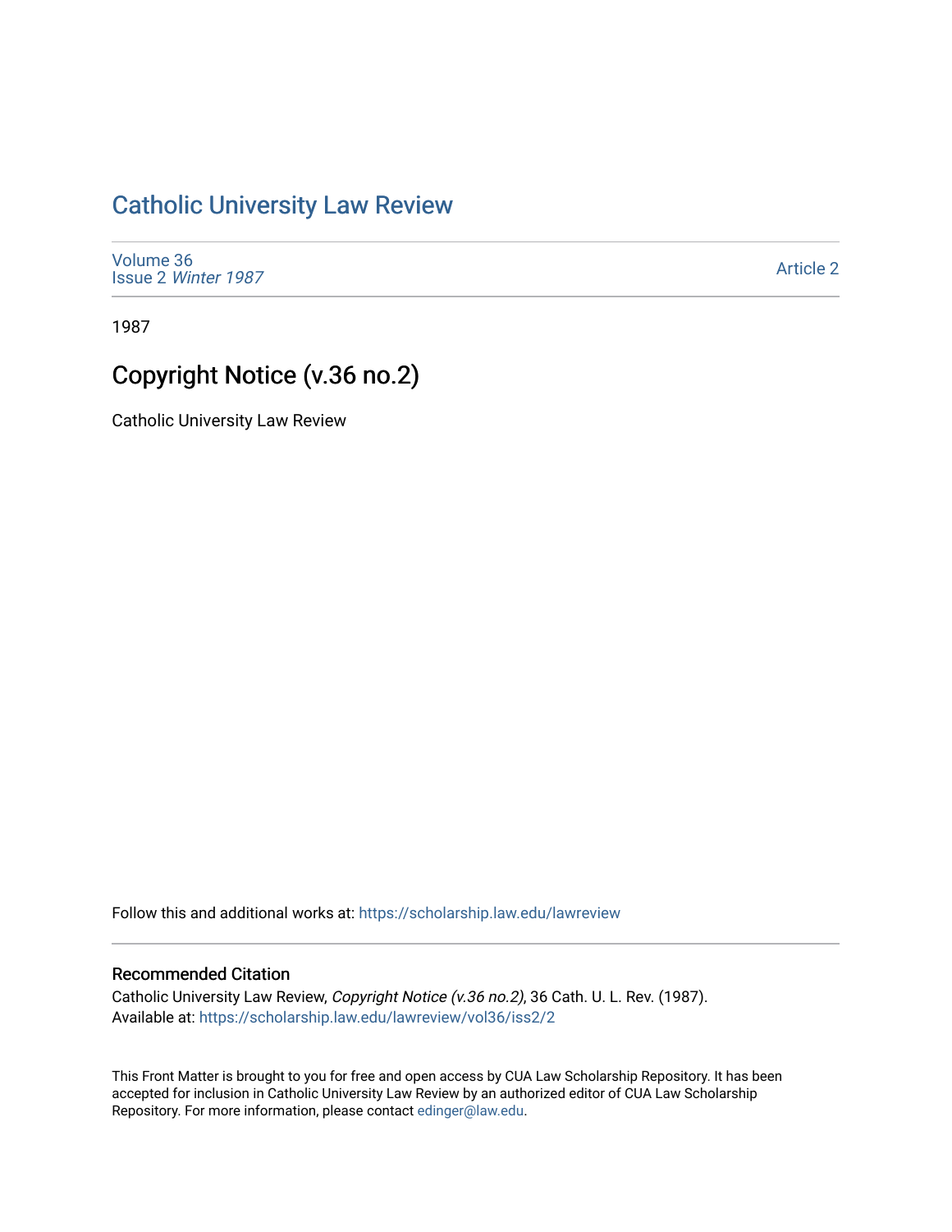# Catholic University Law Review

Volume 36
Issue 2 *Winter 1987*

Article 2

1987

## Copyright Notice (v.36 no.2)

Catholic University Law Review

Follow this and additional works at: https://scholarship.law.edu/lawreview

### Recommended Citation

Catholic University Law Review, *Copyright Notice (v.36 no.2)*, 36 Cath. U. L. Rev. (1987).
Available at: https://scholarship.law.edu/lawreview/vol36/iss2/2

This Front Matter is brought to you for free and open access by CUA Law Scholarship Repository. It has been accepted for inclusion in Catholic University Law Review by an authorized editor of CUA Law Scholarship Repository. For more information, please contact edinger@law.edu.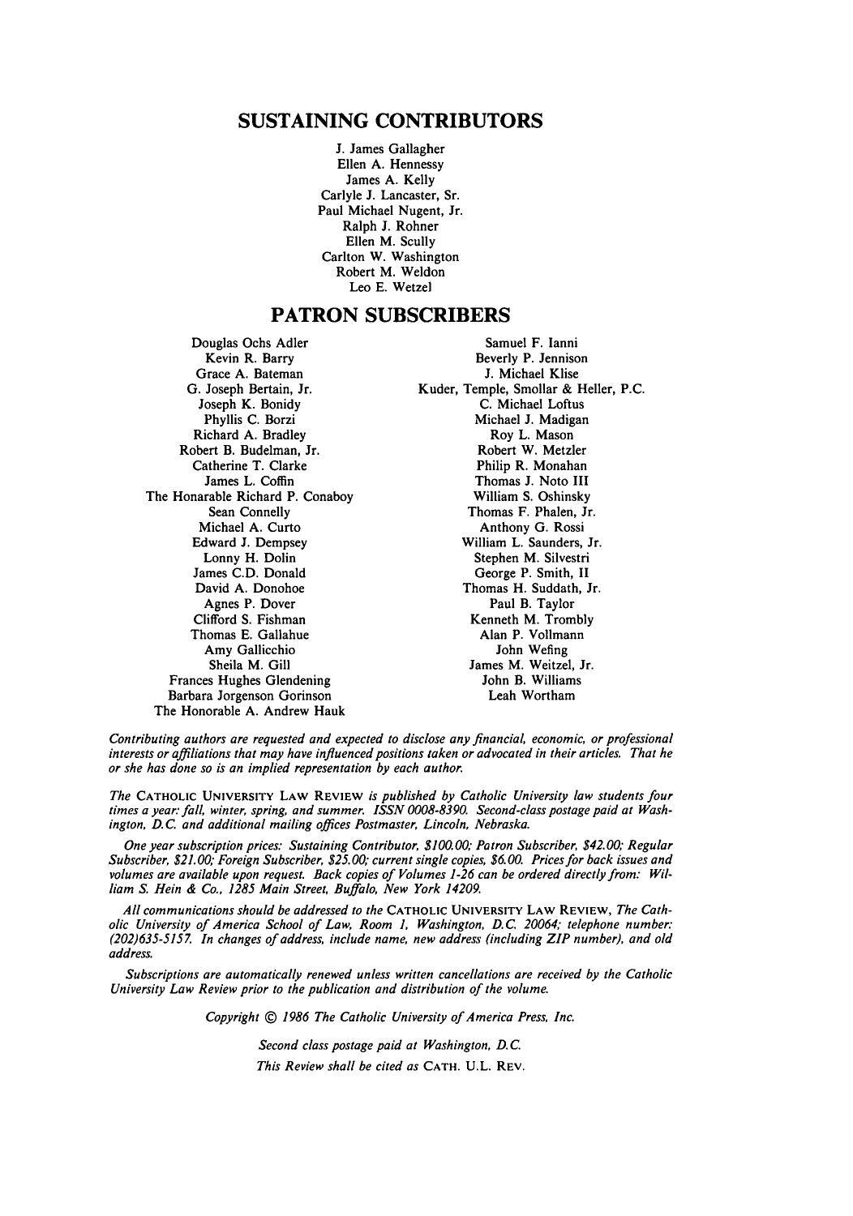## SUSTAINING CONTRIBUTORS

J. James Gallagher
Ellen A. Hennessy
James A. Kelly
Carlyle J. Lancaster, Sr.
Paul Michael Nugent, Jr.
Ralph J. Rohner
Ellen M. Scully
Carlton W. Washington
Robert M. Weldon
Leo E. Wetzel

## PATRON SUBSCRIBERS

Douglas Ochs Adler
Kevin R. Barry
Grace A. Bateman
G. Joseph Bertain, Jr.
Joseph K. Bonidy
Phyllis C. Borzi
Richard A. Bradley
Robert B. Budelman, Jr.
Catherine T. Clarke
James L. Coffin
The Honarable Richard P. Conaboy
Sean Connelly
Michael A. Curto
Edward J. Dempsey
Lonny H. Dolin
James C.D. Donald
David A. Donohoe
Agnes P. Dover
Clifford S. Fishman
Thomas E. Gallahue
Amy Gallicchio
Sheila M. Gill
Frances Hughes Glendening
Barbara Jorgenson Gorinson
The Honorable A. Andrew Hauk
Samuel F. Ianni
Beverly P. Jennison
J. Michael Klise
Kuder, Temple, Smollar & Heller, P.C.
C. Michael Loftus
Michael J. Madigan
Roy L. Mason
Robert W. Metzler
Philip R. Monahan
Thomas J. Noto III
William S. Oshinsky
Thomas F. Phalen, Jr.
Anthony G. Rossi
William L. Saunders, Jr.
Stephen M. Silvestri
George P. Smith, II
Thomas H. Suddath, Jr.
Paul B. Taylor
Kenneth M. Trombly
Alan P. Vollmann
John Wefing
James M. Weitzel, Jr.
John B. Williams
Leah Wortham

*Contributing authors are requested and expected to disclose any financial, economic, or professional interests or affiliations that may have influenced positions taken or advocated in their articles. That he or she has done so is an implied representation by each author.*

*The* CATHOLIC UNIVERSITY LAW REVIEW *is published by Catholic University law students four times a year: fall, winter, spring, and summer. ISSN 0008-8390. Second-class postage paid at Washington, D.C. and additional mailing offices Postmaster, Lincoln, Nebraska.*

*One year subscription prices: Sustaining Contributor, $100.00; Patron Subscriber, $42.00; Regular Subscriber, $21.00; Foreign Subscriber, $25.00; current single copies, $6.00. Prices for back issues and volumes are available upon request. Back copies of Volumes 1-26 can be ordered directly from: William S. Hein & Co., 1285 Main Street, Buffalo, New York 14209.*

*All communications should be addressed to the* CATHOLIC UNIVERSITY LAW REVIEW, *The Catholic University of America School of Law, Room 1, Washington, D.C. 20064; telephone number: (202)635-5157. In changes of address, include name, new address (including ZIP number), and old address.*

*Subscriptions are automatically renewed unless written cancellations are received by the Catholic University Law Review prior to the publication and distribution of the volume.*

*Copyright © 1986 The Catholic University of America Press, Inc.*

*Second class postage paid at Washington, D.C.*

*This Review shall be cited as* CATH. U.L. REV.